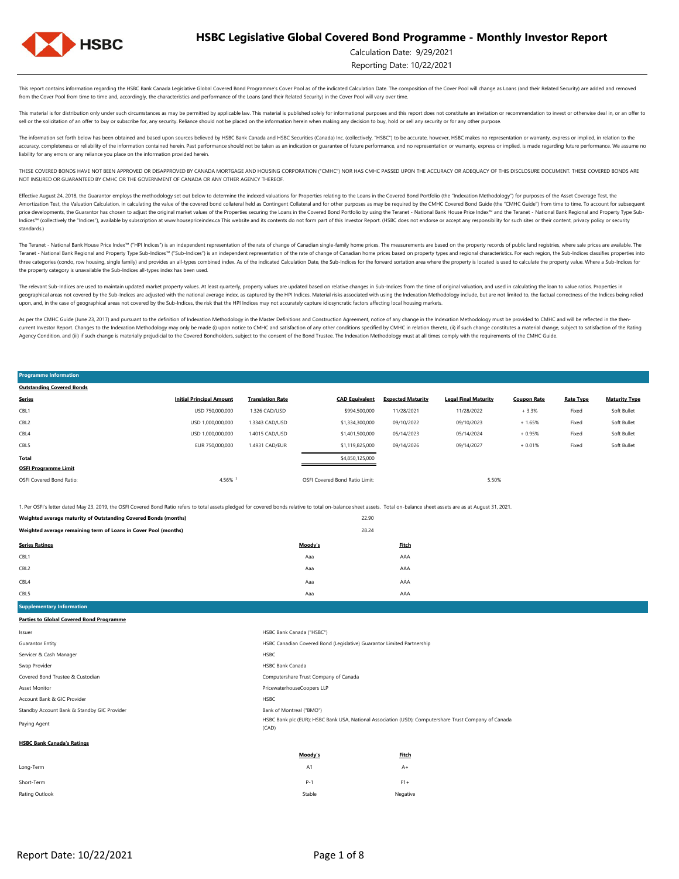# HSBC Legislative Global Covered Bond Programme - Monthly Investor Report

Calculation Date: 9/29/2021

Reporting Date: 10/22/2021

This report contains information regarding the HSBC Bank Canada Legislative Global Covered Bond Programme's Cover Pool as of the indicated Calculation Date. The composition of the Cover Pool will change as Loans (and their Related Security) are added and removed from the Cover Pool from time to time and, accordingly, the characteristics and performance of the Loans (and their Related Security) in the Cover Pool will vary over time.

This material is for distribution only under such circumstances as may be permitted by applicable law. This material is published solely for informational purposes and this report does not constitute an invitation or recommendation to invest or otherwise deal in, or an offer to sell or the solicitation of an offer to buy or subscribe for, any security. Reliance should not be placed on the information herein when making any decision to buy, hold or sell any security or for any other purpose.

The information set forth below has been obtained and based upon sources believed by HSBC Bank Canada and HSBC Securities (Canada) Inc. (collectively, "HSBC") to be accurate, however, HSBC makes no representation or warranty, express or implied, in relation to the accuracy, completeness or reliability of the information contained herein. Past performance should not be taken as an indication or guarantee of future performance, and no representation or warranty, express or implied, is made regarding future performance. We assume no liability for any errors or any reliance you place on the information provided herein.

THESE COVERED BONDS HAVE NOT BEEN APPROVED OR DISAPPROVED BY CANADA MORTGAGE AND HOUSING CORPORATION ("CMHC") NOR HAS CMHC PASSED UPON THE ACCURACY OR ADEQUACY OF THIS DISCLOSURE DOCUMENT. THESE COVERED BONDS ARE NOT INSURED OR GUARANTEED BY CMHC OR THE GOVERNMENT OF CANADA OR ANY OTHER AGENCY THEREOF.

Effective August 24, 2018, the Guarantor employs the methodology set out below to determine the indexed valuations for Properties relating to the Loans in the Covered Bond Portfolio (the "Indexation Methodology") for purposes of the Asset Coverage Test, the Amortization Test, the Valuation Calculation, in calculating the value of the covered bond collateral held as Contingent Collateral and for other purposes as may be required by the CMHC Covered Bond Guide (the "CMHC Guide") from time to time. To account for subsequent price developments, the Guarantor has chosen to adjust the original market values of the Properties securing the Loans in the Covered Bond Portfolio by using the Teranet - National Bank House Price Index™ and the Teranet - National Bank Regional and Property Type Sub-Indices™ (collectively the "Indices"), available by subscription at www.housepriceindex.ca This website and its contents do not form part of this Investor Report. (HSBC does not endorse or accept any responsibility for such sites or their content, privacy policy or security standards.)

The Teranet - National Bank House Price Index™ ("HPI Indices") is an independent representation of the rate of change of Canadian single-family home prices. The measurements are based on the property records of public land registries, where sale prices are available. The Teranet - National Bank Regional and Property Type Sub-Indices™ ("Sub-Indices") is an independent representation of the rate of change of Canadian home prices based on property types and regional characteristics. For each region, the Sub-Indices classifies properties into three categories (condo, row housing, single family) and provides an all-types combined index. As of the indicated Calculation Date, the Sub-Indices for the forward sortation area where the property is located is used to calculate the property value. Where a Sub-Indices for the property category is unavailable the Sub-Indices all-types index has been used.

The relevant Sub-Indices are used to maintain updated market property values. At least quarterly, property values are updated based on relative changes in Sub-Indices from the time of original valuation, and used in calculating the loan to value ratios. Properties in geographical areas not covered by the Sub-Indices are adjusted with the national average index, as captured by the HPI Indices. Material risks associated with using the Indexation Methodology include, but are not limited to, the factual correctness of the Indices being relied upon, and, in the case of geographical areas not covered by the Sub-Indices, the risk that the HPI Indices may not accurately capture idiosyncratic factors affecting local housing markets.

As per the CMHC Guide (June 23, 2017) and pursuant to the definition of Indexation Methodology in the Master Definitions and Construction Agreement, notice of any change in the Indexation Methodology must be provided to CMHC and will be reflected in the then-current Investor Report. Changes to the Indexation Methodology may only be made (i) upon notice to CMHC and satisfaction of any other conditions specified by CMHC in relation thereto, (ii) if such change constitutes a material change, subject to satisfaction of the Rating Agency Condition, and (iii) if such change is materially prejudicial to the Covered Bondholders, subject to the consent of the Bond Trustee. The Indexation Methodology must at all times comply with the requirements of the CMHC Guide.

## Programme Information

**Outstanding Covered Bonds**

| Series | Initial Principal Amount | Translation Rate | CAD Equivalent | Expected Maturity | Legal Final Maturity | Coupon Rate | Rate Type | Maturity Type |
|---|---|---|---|---|---|---|---|---|
| CBL1 | USD 750,000,000 | 1.326 CAD/USD | $994,500,000 | 11/28/2021 | 11/28/2022 | + 3.3% | Fixed | Soft Bullet |
| CBL2 | USD 1,000,000,000 | 1.3343 CAD/USD | $1,334,300,000 | 09/10/2022 | 09/10/2023 | + 1.65% | Fixed | Soft Bullet |
| CBL4 | USD 1,000,000,000 | 1.4015 CAD/USD | $1,401,500,000 | 05/14/2023 | 05/14/2024 | + 0.95% | Fixed | Soft Bullet |
| CBL5 | EUR 750,000,000 | 1.4931 CAD/EUR | $1,119,825,000 | 09/14/2026 | 09/14/2027 | + 0.01% | Fixed | Soft Bullet |
| **Total** | | | $4,850,125,000 | | | | | |

**OSFI Programme Limit**

| | | | |
|---|---|---|---|
| OSFI Covered Bond Ratio: | 4.56% [1] | OSFI Covered Bond Ratio Limit: | 5.50% |

1. Per OSFI's letter dated May 23, 2019, the OSFI Covered Bond Ratio refers to total assets pledged for covered bonds relative to total on-balance sheet assets. Total on-balance sheet assets are as at August 31, 2021.

| | |
|---|---|
| **Weighted average maturity of Outstanding Covered Bonds (months)** | 22.90 |
| **Weighted average remaining term of Loans in Cover Pool (months)** | 28.24 |

| Series Ratings | Moody's | Fitch |
|---|---|---|
| CBL1 | Aaa | AAA |
| CBL2 | Aaa | AAA |
| CBL4 | Aaa | AAA |
| CBL5 | Aaa | AAA |

## Supplementary Information

**Parties to Global Covered Bond Programme**

| | |
|---|---|
| Issuer | HSBC Bank Canada ("HSBC") |
| Guarantor Entity | HSBC Canadian Covered Bond (Legislative) Guarantor Limited Partnership |
| Servicer & Cash Manager | HSBC |
| Swap Provider | HSBC Bank Canada |
| Covered Bond Trustee & Custodian | Computershare Trust Company of Canada |
| Asset Monitor | PricewaterhouseCoopers LLP |
| Account Bank & GIC Provider | HSBC |
| Standby Account Bank & Standby GIC Provider | Bank of Montreal ("BMO") |
| Paying Agent | HSBC Bank plc (EUR); HSBC Bank USA, National Association (USD); Computershare Trust Company of Canada (CAD) |

**HSBC Bank Canada's Ratings**

| | Moody's | Fitch |
|---|---|---|
| Long-Term | A1 | A+ |
| Short-Term | P-1 | F1+ |
| Rating Outlook | Stable | Negative |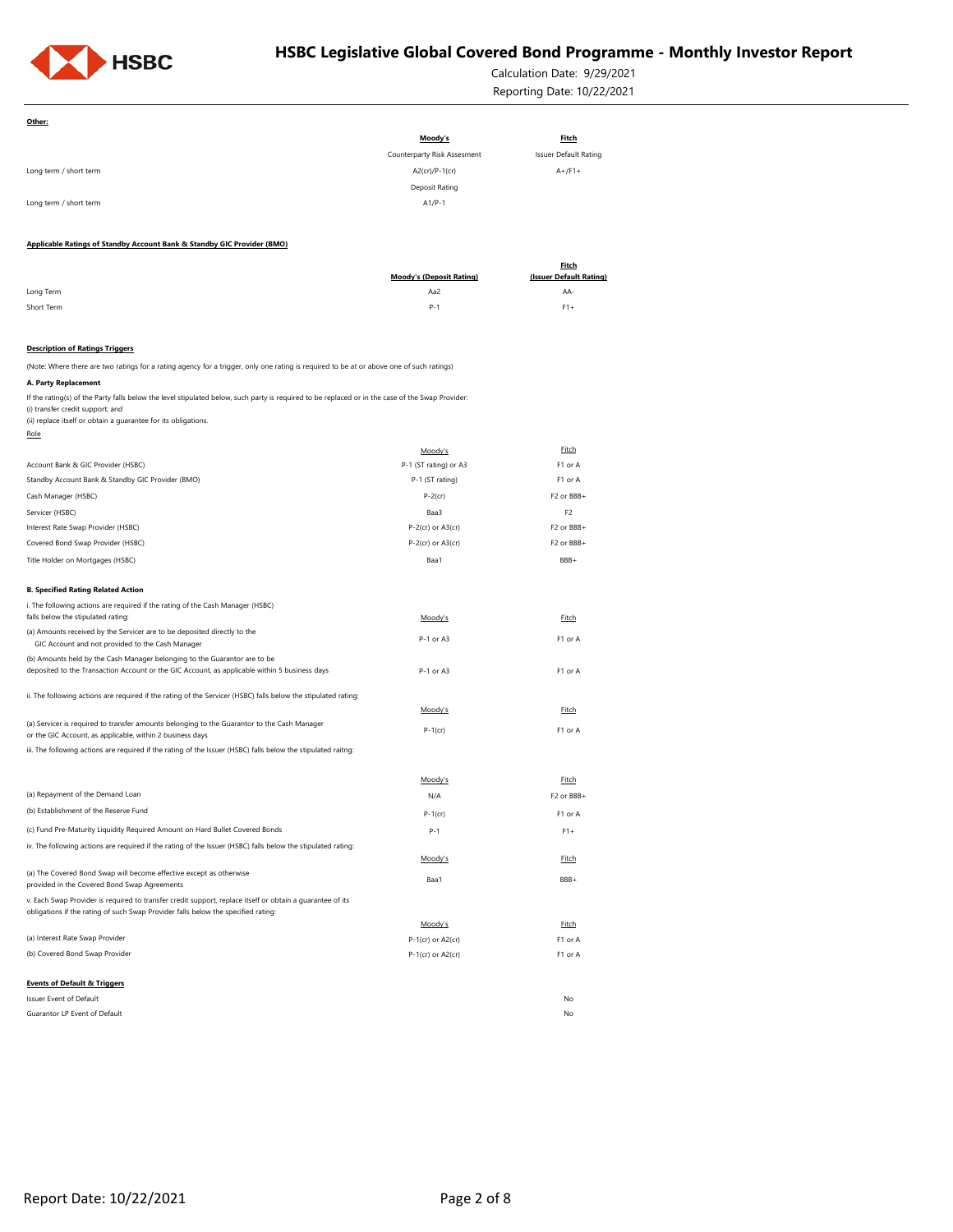# HSBC Legislative Global Covered Bond Programme - Monthly Investor Report

Calculation Date: 9/29/2021

Reporting Date: 10/22/2021

**Other:**

| | Moody's | Fitch |
|---|---|---|
| | Counterparty Risk Assesment | Issuer Default Rating |
| Long term / short term | A2(cr)/P-1(cr) | A+/F1+ |
| | Deposit Rating | |
| Long term / short term | A1/P-1 | |

**Applicable Ratings of Standby Account Bank & Standby GIC Provider (BMO)**

| | Moody's (Deposit Rating) | Fitch (Issuer Default Rating) |
|---|---|---|
| Long Term | Aa2 | AA- |
| Short Term | P-1 | F1+ |

**Description of Ratings Triggers**

(Note: Where there are two ratings for a rating agency for a trigger, only one rating is required to be at or above one of such ratings)

**A. Party Replacement**

If the rating(s) of the Party falls below the level stipulated below, such party is required to be replaced or in the case of the Swap Provider:
(i) transfer credit support; and
(ii) replace itself or obtain a guarantee for its obligations.

| Role | Moody's | Fitch |
|---|---|---|
| Account Bank & GIC Provider (HSBC) | P-1 (ST rating) or A3 | F1 or A |
| Standby Account Bank & Standby GIC Provider (BMO) | P-1 (ST rating) | F1 or A |
| Cash Manager (HSBC) | P-2(cr) | F2 or BBB+ |
| Servicer (HSBC) | Baa3 | F2 |
| Interest Rate Swap Provider (HSBC) | P-2(cr) or A3(cr) | F2 or BBB+ |
| Covered Bond Swap Provider (HSBC) | P-2(cr) or A3(cr) | F2 or BBB+ |
| Title Holder on Mortgages (HSBC) | Baa1 | BBB+ |

**B. Specified Rating Related Action**

| i. The following actions are required if the rating of the Cash Manager (HSBC) falls below the stipulated rating: | Moody's | Fitch |
|---|---|---|
| (a) Amounts received by the Servicer are to be deposited directly to the GIC Account and not provided to the Cash Manager | P-1 or A3 | F1 or A |
| (b) Amounts held by the Cash Manager belonging to the Guarantor are to be deposited to the Transaction Account or the GIC Account, as applicable within 5 business days | P-1 or A3 | F1 or A |

| ii. The following actions are required if the rating of the Servicer (HSBC) falls below the stipulated rating: | Moody's | Fitch |
|---|---|---|
| (a) Servicer is required to transfer amounts belonging to the Guarantor to the Cash Manager or the GIC Account, as applicable, within 2 business days | P-1(cr) | F1 or A |

| iii. The following actions are required if the rating of the Issuer (HSBC) falls below the stipulated raitng: | Moody's | Fitch |
|---|---|---|
| (a) Repayment of the Demand Loan | N/A | F2 or BBB+ |
| (b) Establishment of the Reserve Fund | P-1(cr) | F1 or A |
| (c) Fund Pre-Maturity Liquidity Required Amount on Hard Bullet Covered Bonds | P-1 | F1+ |

| iv. The following actions are required if the rating of the Issuer (HSBC) falls below the stipulated rating: | Moody's | Fitch |
|---|---|---|
| (a) The Covered Bond Swap will become effective except as otherwise provided in the Covered Bond Swap Agreements | Baa1 | BBB+ |

| v. Each Swap Provider is required to transfer credit support, replace itself or obtain a guarantee of its obligations if the rating of such Swap Provider falls below the specified rating: | Moody's | Fitch |
|---|---|---|
| (a) Interest Rate Swap Provider | P-1(cr) or A2(cr) | F1 or A |
| (b) Covered Bond Swap Provider | P-1(cr) or A2(cr) | F1 or A |

**Events of Default & Triggers**

| | |
|---|---|
| Issuer Event of Default | No |
| Guarantor LP Event of Default | No |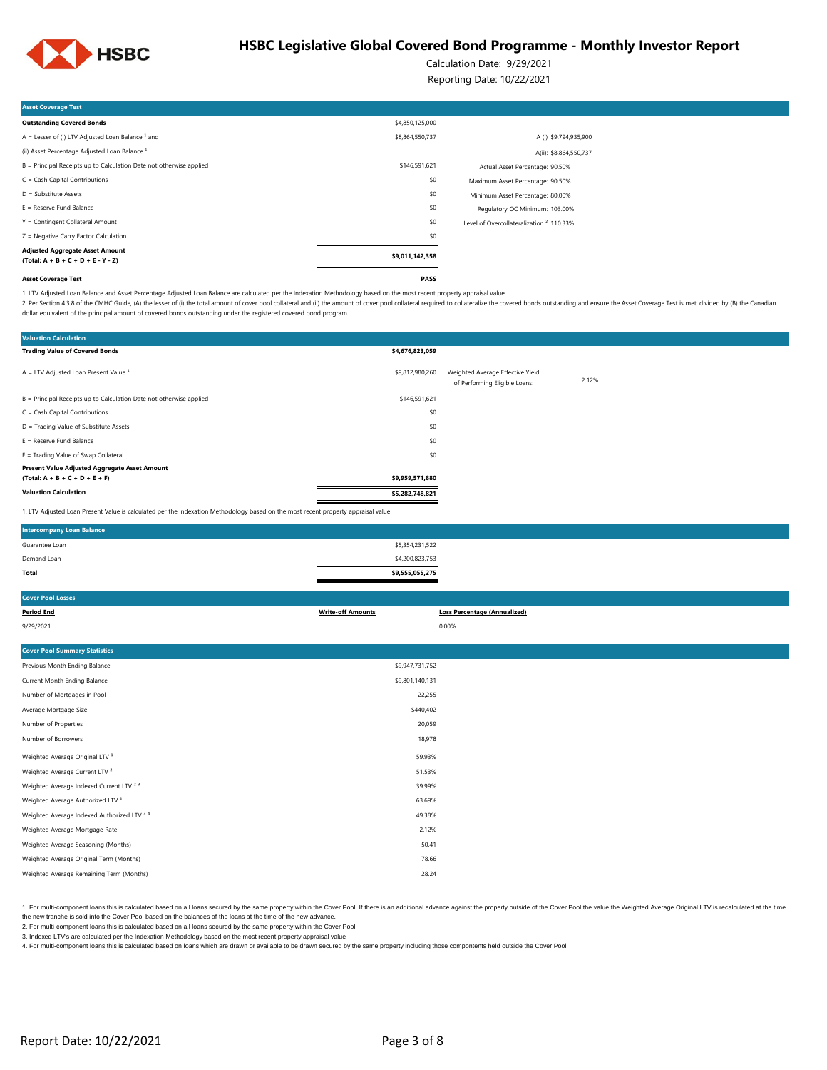# HSBC Legislative Global Covered Bond Programme - Monthly Investor Report

Calculation Date: 9/29/2021

Reporting Date: 10/22/2021

## Asset Coverage Test

| Asset Coverage Test | | |
|---|---|---|
| **Outstanding Covered Bonds** | $4,850,125,000 | |
| A = Lesser of (i) LTV Adjusted Loan Balance [1] and | $8,864,550,737 | A (i) $9,794,935,900 |
| (ii) Asset Percentage Adjusted Loan Balance [1] | | A(ii): $8,864,550,737 |
| B = Principal Receipts up to Calculation Date not otherwise applied | $146,591,621 | Actual Asset Percentage: 90.50% |
| C = Cash Capital Contributions | $0 | Maximum Asset Percentage: 90.50% |
| D = Substitute Assets | $0 | Minimum Asset Percentage: 80.00% |
| E = Reserve Fund Balance | $0 | Regulatory OC Minimum: 103.00% |
| Y = Contingent Collateral Amount | $0 | Level of Overcollateralization [2] 110.33% |
| Z = Negative Carry Factor Calculation | $0 | |
| **Adjusted Aggregate Asset Amount (Total: A + B + C + D + E - Y - Z)** | **$9,011,142,358** | |
| **Asset Coverage Test** | **PASS** | |

1. LTV Adjusted Loan Balance and Asset Percentage Adjusted Loan Balance are calculated per the Indexation Methodology based on the most recent property appraisal value.

2. Per Section 4.3.8 of the CMHC Guide, (A) the lesser of (i) the total amount of cover pool collateral and (ii) the amount of cover pool collateral required to collateralize the covered bonds outstanding and ensure the Asset Coverage Test is met, divided by (B) the Canadian dollar equivalent of the principal amount of covered bonds outstanding under the registered covered bond program.

## Valuation Calculation

| Valuation Calculation | | | |
|---|---|---|---|
| **Trading Value of Covered Bonds** | **$4,676,823,059** | | |
| A = LTV Adjusted Loan Present Value [1] | $9,812,980,260 | Weighted Average Effective Yield of Performing Eligible Loans: | 2.12% |
| B = Principal Receipts up to Calculation Date not otherwise applied | $146,591,621 | | |
| C = Cash Capital Contributions | $0 | | |
| D = Trading Value of Substitute Assets | $0 | | |
| E = Reserve Fund Balance | $0 | | |
| F = Trading Value of Swap Collateral | $0 | | |
| **Present Value Adjusted Aggregate Asset Amount (Total: A + B + C + D + E + F)** | **$9,959,571,880** | | |
| **Valuation Calculation** | **$5,282,748,821** | | |

1. LTV Adjusted Loan Present Value is calculated per the Indexation Methodology based on the most recent property appraisal value

## Intercompany Loan Balance

| Intercompany Loan Balance | |
|---|---|
| Guarantee Loan | $5,354,231,522 |
| Demand Loan | $4,200,823,753 |
| **Total** | **$9,555,055,275** |

## Cover Pool Losses

| Period End | Write-off Amounts | Loss Percentage (Annualized) |
|---|---|---|
| 9/29/2021 | | 0.00% |

## Cover Pool Summary Statistics

| Cover Pool Summary Statistics | |
|---|---|
| Previous Month Ending Balance | $9,947,731,752 |
| Current Month Ending Balance | $9,801,140,131 |
| Number of Mortgages in Pool | 22,255 |
| Average Mortgage Size | $440,402 |
| Number of Properties | 20,059 |
| Number of Borrowers | 18,978 |
| Weighted Average Original LTV [1] | 59.93% |
| Weighted Average Current LTV [2] | 51.53% |
| Weighted Average Indexed Current LTV [2 3] | 39.99% |
| Weighted Average Authorized LTV [4] | 63.69% |
| Weighted Average Indexed Authorized LTV [3 4] | 49.38% |
| Weighted Average Mortgage Rate | 2.12% |
| Weighted Average Seasoning (Months) | 50.41 |
| Weighted Average Original Term (Months) | 78.66 |
| Weighted Average Remaining Term (Months) | 28.24 |

1. For multi-component loans this is calculated based on all loans secured by the same property within the Cover Pool. If there is an additional advance against the property outside of the Cover Pool the value the Weighted Average Original LTV is recalculated at the time the new tranche is sold into the Cover Pool based on the balances of the loans at the time of the new advance.

2. For multi-component loans this is calculated based on all loans secured by the same property within the Cover Pool

3. Indexed LTV's are calculated per the Indexation Methodology based on the most recent property appraisal value

4. For multi-component loans this is calculated based on loans which are drawn or available to be drawn secured by the same property including those compontents held outside the Cover Pool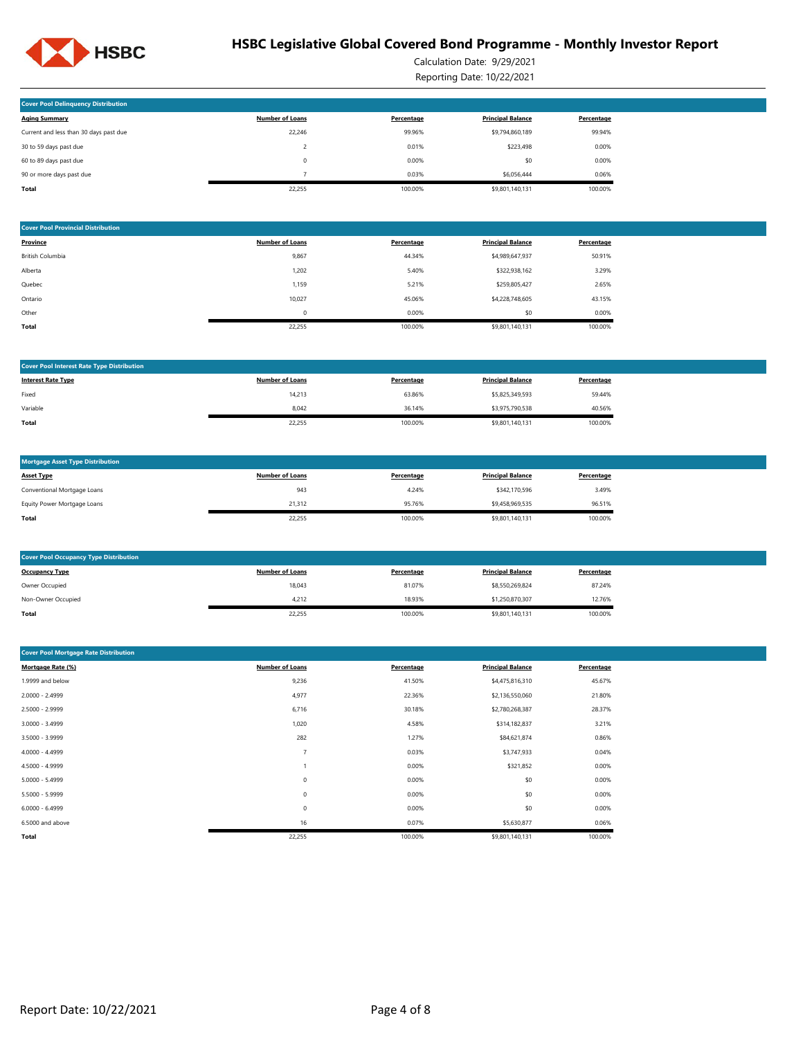# HSBC Legislative Global Covered Bond Programme - Monthly Investor Report

Calculation Date: 9/29/2021

Reporting Date: 10/22/2021

## Cover Pool Delinquency Distribution

| Aging Summary | Number of Loans | Percentage | Principal Balance | Percentage |
|---|---|---|---|---|
| Current and less than 30 days past due | 22,246 | 99.96% | $9,794,860,189 | 99.94% |
| 30 to 59 days past due | 2 | 0.01% | $223,498 | 0.00% |
| 60 to 89 days past due | 0 | 0.00% | $0 | 0.00% |
| 90 or more days past due | 7 | 0.03% | $6,056,444 | 0.06% |
| **Total** | 22,255 | 100.00% | $9,801,140,131 | 100.00% |

## Cover Pool Provincial Distribution

| Province | Number of Loans | Percentage | Principal Balance | Percentage |
|---|---|---|---|---|
| British Columbia | 9,867 | 44.34% | $4,989,647,937 | 50.91% |
| Alberta | 1,202 | 5.40% | $322,938,162 | 3.29% |
| Quebec | 1,159 | 5.21% | $259,805,427 | 2.65% |
| Ontario | 10,027 | 45.06% | $4,228,748,605 | 43.15% |
| Other | 0 | 0.00% | $0 | 0.00% |
| **Total** | 22,255 | 100.00% | $9,801,140,131 | 100.00% |

## Cover Pool Interest Rate Type Distribution

| Interest Rate Type | Number of Loans | Percentage | Principal Balance | Percentage |
|---|---|---|---|---|
| Fixed | 14,213 | 63.86% | $5,825,349,593 | 59.44% |
| Variable | 8,042 | 36.14% | $3,975,790,538 | 40.56% |
| **Total** | 22,255 | 100.00% | $9,801,140,131 | 100.00% |

## Mortgage Asset Type Distribution

| Asset Type | Number of Loans | Percentage | Principal Balance | Percentage |
|---|---|---|---|---|
| Conventional Mortgage Loans | 943 | 4.24% | $342,170,596 | 3.49% |
| Equity Power Mortgage Loans | 21,312 | 95.76% | $9,458,969,535 | 96.51% |
| **Total** | 22,255 | 100.00% | $9,801,140,131 | 100.00% |

## Cover Pool Occupancy Type Distribution

| Occupancy Type | Number of Loans | Percentage | Principal Balance | Percentage |
|---|---|---|---|---|
| Owner Occupied | 18,043 | 81.07% | $8,550,269,824 | 87.24% |
| Non-Owner Occupied | 4,212 | 18.93% | $1,250,870,307 | 12.76% |
| **Total** | 22,255 | 100.00% | $9,801,140,131 | 100.00% |

## Cover Pool Mortgage Rate Distribution

| Mortgage Rate (%) | Number of Loans | Percentage | Principal Balance | Percentage |
|---|---|---|---|---|
| 1.9999 and below | 9,236 | 41.50% | $4,475,816,310 | 45.67% |
| 2.0000 - 2.4999 | 4,977 | 22.36% | $2,136,550,060 | 21.80% |
| 2.5000 - 2.9999 | 6,716 | 30.18% | $2,780,268,387 | 28.37% |
| 3.0000 - 3.4999 | 1,020 | 4.58% | $314,182,837 | 3.21% |
| 3.5000 - 3.9999 | 282 | 1.27% | $84,621,874 | 0.86% |
| 4.0000 - 4.4999 | 7 | 0.03% | $3,747,933 | 0.04% |
| 4.5000 - 4.9999 | 1 | 0.00% | $321,852 | 0.00% |
| 5.0000 - 5.4999 | 0 | 0.00% | $0 | 0.00% |
| 5.5000 - 5.9999 | 0 | 0.00% | $0 | 0.00% |
| 6.0000 - 6.4999 | 0 | 0.00% | $0 | 0.00% |
| 6.5000 and above | 16 | 0.07% | $5,630,877 | 0.06% |
| **Total** | 22,255 | 100.00% | $9,801,140,131 | 100.00% |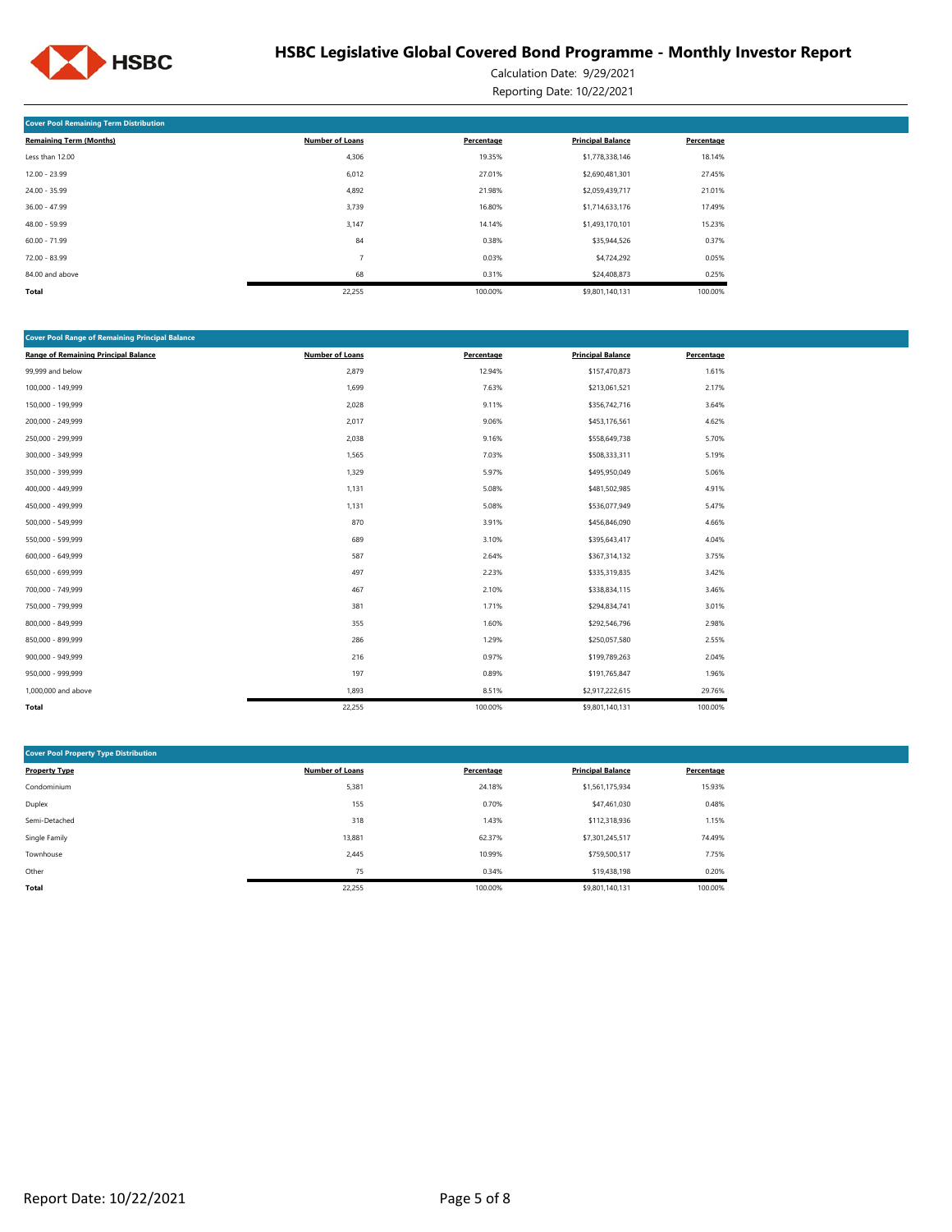# HSBC Legislative Global Covered Bond Programme - Monthly Investor Report

Calculation Date: 9/29/2021

Reporting Date: 10/22/2021

## Cover Pool Remaining Term Distribution

| Remaining Term (Months) | Number of Loans | Percentage | Principal Balance | Percentage |
|---|---|---|---|---|
| Less than 12.00 | 4,306 | 19.35% | $1,778,338,146 | 18.14% |
| 12.00 - 23.99 | 6,012 | 27.01% | $2,690,481,301 | 27.45% |
| 24.00 - 35.99 | 4,892 | 21.98% | $2,059,439,717 | 21.01% |
| 36.00 - 47.99 | 3,739 | 16.80% | $1,714,633,176 | 17.49% |
| 48.00 - 59.99 | 3,147 | 14.14% | $1,493,170,101 | 15.23% |
| 60.00 - 71.99 | 84 | 0.38% | $35,944,526 | 0.37% |
| 72.00 - 83.99 | 7 | 0.03% | $4,724,292 | 0.05% |
| 84.00 and above | 68 | 0.31% | $24,408,873 | 0.25% |
| **Total** | 22,255 | 100.00% | $9,801,140,131 | 100.00% |

## Cover Pool Range of Remaining Principal Balance

| Range of Remaining Principal Balance | Number of Loans | Percentage | Principal Balance | Percentage |
|---|---|---|---|---|
| 99,999 and below | 2,879 | 12.94% | $157,470,873 | 1.61% |
| 100,000 - 149,999 | 1,699 | 7.63% | $213,061,521 | 2.17% |
| 150,000 - 199,999 | 2,028 | 9.11% | $356,742,716 | 3.64% |
| 200,000 - 249,999 | 2,017 | 9.06% | $453,176,561 | 4.62% |
| 250,000 - 299,999 | 2,038 | 9.16% | $558,649,738 | 5.70% |
| 300,000 - 349,999 | 1,565 | 7.03% | $508,333,311 | 5.19% |
| 350,000 - 399,999 | 1,329 | 5.97% | $495,950,049 | 5.06% |
| 400,000 - 449,999 | 1,131 | 5.08% | $481,502,985 | 4.91% |
| 450,000 - 499,999 | 1,131 | 5.08% | $536,077,949 | 5.47% |
| 500,000 - 549,999 | 870 | 3.91% | $456,846,090 | 4.66% |
| 550,000 - 599,999 | 689 | 3.10% | $395,643,417 | 4.04% |
| 600,000 - 649,999 | 587 | 2.64% | $367,314,132 | 3.75% |
| 650,000 - 699,999 | 497 | 2.23% | $335,319,835 | 3.42% |
| 700,000 - 749,999 | 467 | 2.10% | $338,834,115 | 3.46% |
| 750,000 - 799,999 | 381 | 1.71% | $294,834,741 | 3.01% |
| 800,000 - 849,999 | 355 | 1.60% | $292,546,796 | 2.98% |
| 850,000 - 899,999 | 286 | 1.29% | $250,057,580 | 2.55% |
| 900,000 - 949,999 | 216 | 0.97% | $199,789,263 | 2.04% |
| 950,000 - 999,999 | 197 | 0.89% | $191,765,847 | 1.96% |
| 1,000,000 and above | 1,893 | 8.51% | $2,917,222,615 | 29.76% |
| **Total** | 22,255 | 100.00% | $9,801,140,131 | 100.00% |

## Cover Pool Property Type Distribution

| Property Type | Number of Loans | Percentage | Principal Balance | Percentage |
|---|---|---|---|---|
| Condominium | 5,381 | 24.18% | $1,561,175,934 | 15.93% |
| Duplex | 155 | 0.70% | $47,461,030 | 0.48% |
| Semi-Detached | 318 | 1.43% | $112,318,936 | 1.15% |
| Single Family | 13,881 | 62.37% | $7,301,245,517 | 74.49% |
| Townhouse | 2,445 | 10.99% | $759,500,517 | 7.75% |
| Other | 75 | 0.34% | $19,438,198 | 0.20% |
| **Total** | 22,255 | 100.00% | $9,801,140,131 | 100.00% |

Report Date: 10/22/2021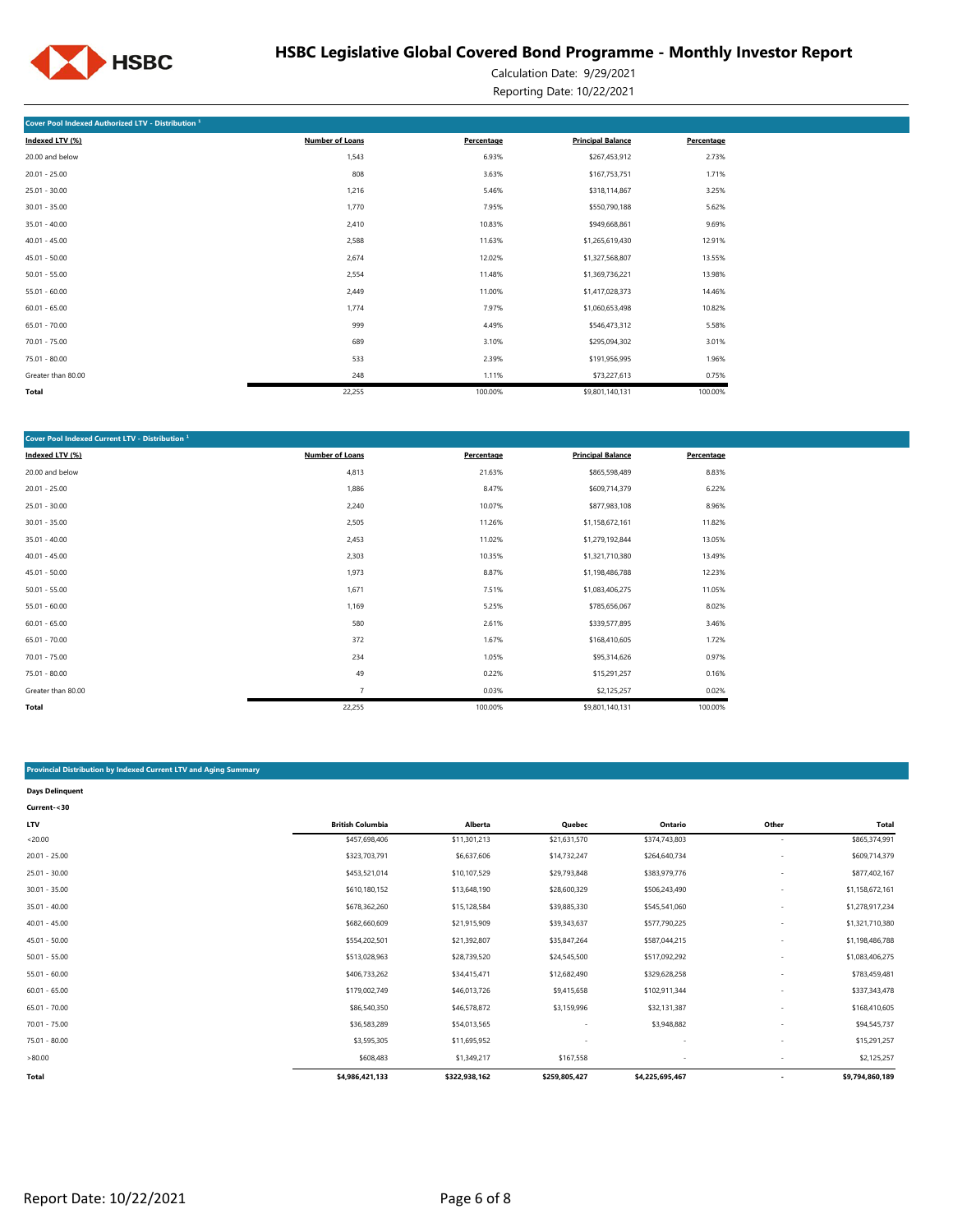# HSBC Legislative Global Covered Bond Programme - Monthly Investor Report

Calculation Date: 9/29/2021

Reporting Date: 10/22/2021

## Cover Pool Indexed Authorized LTV - Distribution [1]

| Indexed LTV (%) | Number of Loans | Percentage | Principal Balance | Percentage |
|---|---|---|---|---|
| 20.00 and below | 1,543 | 6.93% | $267,453,912 | 2.73% |
| 20.01 - 25.00 | 808 | 3.63% | $167,753,751 | 1.71% |
| 25.01 - 30.00 | 1,216 | 5.46% | $318,114,867 | 3.25% |
| 30.01 - 35.00 | 1,770 | 7.95% | $550,790,188 | 5.62% |
| 35.01 - 40.00 | 2,410 | 10.83% | $949,668,861 | 9.69% |
| 40.01 - 45.00 | 2,588 | 11.63% | $1,265,619,430 | 12.91% |
| 45.01 - 50.00 | 2,674 | 12.02% | $1,327,568,807 | 13.55% |
| 50.01 - 55.00 | 2,554 | 11.48% | $1,369,736,221 | 13.98% |
| 55.01 - 60.00 | 2,449 | 11.00% | $1,417,028,373 | 14.46% |
| 60.01 - 65.00 | 1,774 | 7.97% | $1,060,653,498 | 10.82% |
| 65.01 - 70.00 | 999 | 4.49% | $546,473,312 | 5.58% |
| 70.01 - 75.00 | 689 | 3.10% | $295,094,302 | 3.01% |
| 75.01 - 80.00 | 533 | 2.39% | $191,956,995 | 1.96% |
| Greater than 80.00 | 248 | 1.11% | $73,227,613 | 0.75% |
| **Total** | 22,255 | 100.00% | $9,801,140,131 | 100.00% |

## Cover Pool Indexed Current LTV - Distribution [1]

| Indexed LTV (%) | Number of Loans | Percentage | Principal Balance | Percentage |
|---|---|---|---|---|
| 20.00 and below | 4,813 | 21.63% | $865,598,489 | 8.83% |
| 20.01 - 25.00 | 1,886 | 8.47% | $609,714,379 | 6.22% |
| 25.01 - 30.00 | 2,240 | 10.07% | $877,983,108 | 8.96% |
| 30.01 - 35.00 | 2,505 | 11.26% | $1,158,672,161 | 11.82% |
| 35.01 - 40.00 | 2,453 | 11.02% | $1,279,192,844 | 13.05% |
| 40.01 - 45.00 | 2,303 | 10.35% | $1,321,710,380 | 13.49% |
| 45.01 - 50.00 | 1,973 | 8.87% | $1,198,486,788 | 12.23% |
| 50.01 - 55.00 | 1,671 | 7.51% | $1,083,406,275 | 11.05% |
| 55.01 - 60.00 | 1,169 | 5.25% | $785,656,067 | 8.02% |
| 60.01 - 65.00 | 580 | 2.61% | $339,577,895 | 3.46% |
| 65.01 - 70.00 | 372 | 1.67% | $168,410,605 | 1.72% |
| 70.01 - 75.00 | 234 | 1.05% | $95,314,626 | 0.97% |
| 75.01 - 80.00 | 49 | 0.22% | $15,291,257 | 0.16% |
| Greater than 80.00 | 7 | 0.03% | $2,125,257 | 0.02% |
| **Total** | 22,255 | 100.00% | $9,801,140,131 | 100.00% |

## Provincial Distribution by Indexed Current LTV and Aging Summary

**Days Delinquent**

**Current-<30**

| LTV | British Columbia | Alberta | Quebec | Ontario | Other | Total |
|---|---|---|---|---|---|---|
| <20.00 | $457,698,406 | $11,301,213 | $21,631,570 | $374,743,803 | - | $865,374,991 |
| 20.01 - 25.00 | $323,703,791 | $6,637,606 | $14,732,247 | $264,640,734 | - | $609,714,379 |
| 25.01 - 30.00 | $453,521,014 | $10,107,529 | $29,793,848 | $383,979,776 | - | $877,402,167 |
| 30.01 - 35.00 | $610,180,152 | $13,648,190 | $28,600,329 | $506,243,490 | - | $1,158,672,161 |
| 35.01 - 40.00 | $678,362,260 | $15,128,584 | $39,885,330 | $545,541,060 | - | $1,278,917,234 |
| 40.01 - 45.00 | $682,660,609 | $21,915,909 | $39,343,637 | $577,790,225 | - | $1,321,710,380 |
| 45.01 - 50.00 | $554,202,501 | $21,392,807 | $35,847,264 | $587,044,215 | - | $1,198,486,788 |
| 50.01 - 55.00 | $513,028,963 | $28,739,520 | $24,545,500 | $517,092,292 | - | $1,083,406,275 |
| 55.01 - 60.00 | $406,733,262 | $34,415,471 | $12,682,490 | $329,628,258 | - | $783,459,481 |
| 60.01 - 65.00 | $179,002,749 | $46,013,726 | $9,415,658 | $102,911,344 | - | $337,343,478 |
| 65.01 - 70.00 | $86,540,350 | $46,578,872 | $3,159,996 | $32,131,387 | - | $168,410,605 |
| 70.01 - 75.00 | $36,583,289 | $54,013,565 | - | $3,948,882 | - | $94,545,737 |
| 75.01 - 80.00 | $3,595,305 | $11,695,952 | - | - | - | $15,291,257 |
| >80.00 | $608,483 | $1,349,217 | $167,558 | - | - | $2,125,257 |
| **Total** | **$4,986,421,133** | **$322,938,162** | **$259,805,427** | **$4,225,695,467** | **-** | **$9,794,860,189** |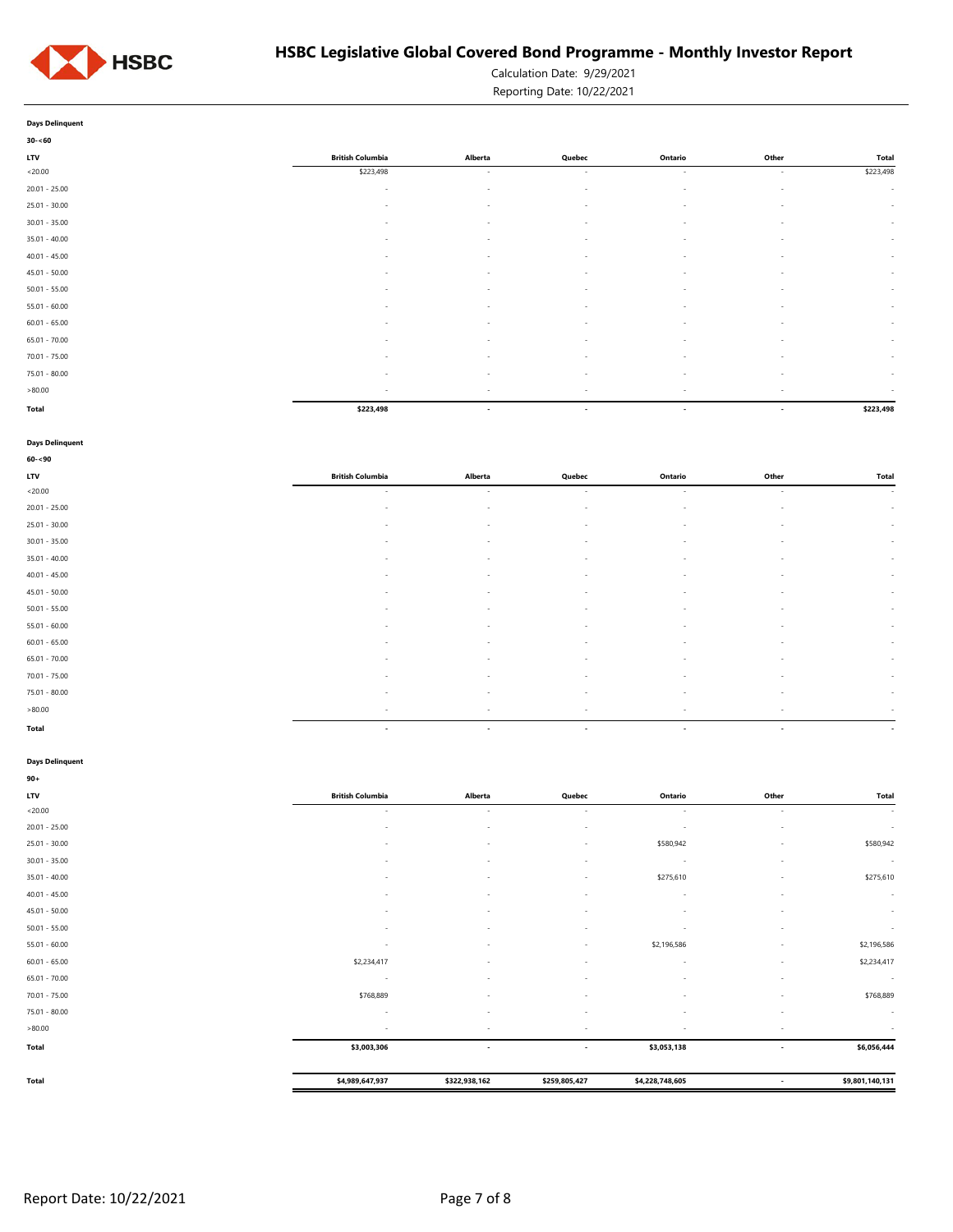# HSBC Legislative Global Covered Bond Programme - Monthly Investor Report

Calculation Date: 9/29/2021

Reporting Date: 10/22/2021

**Days Delinquent**

**30-<60**

| LTV | British Columbia | Alberta | Quebec | Ontario | Other | Total |
|---|---|---|---|---|---|---|
| <20.00 | $223,498 | - | - | - | - | $223,498 |
| 20.01 - 25.00 | - | - | - | - | - | - |
| 25.01 - 30.00 | - | - | - | - | - | - |
| 30.01 - 35.00 | - | - | - | - | - | - |
| 35.01 - 40.00 | - | - | - | - | - | - |
| 40.01 - 45.00 | - | - | - | - | - | - |
| 45.01 - 50.00 | - | - | - | - | - | - |
| 50.01 - 55.00 | - | - | - | - | - | - |
| 55.01 - 60.00 | - | - | - | - | - | - |
| 60.01 - 65.00 | - | - | - | - | - | - |
| 65.01 - 70.00 | - | - | - | - | - | - |
| 70.01 - 75.00 | - | - | - | - | - | - |
| 75.01 - 80.00 | - | - | - | - | - | - |
| >80.00 | - | - | - | - | - | - |
| **Total** | **$223,498** | **-** | **-** | **-** | **-** | **$223,498** |

**Days Delinquent**

**60-<90**

| LTV | British Columbia | Alberta | Quebec | Ontario | Other | Total |
|---|---|---|---|---|---|---|
| <20.00 | - | - | - | - | - | - |
| 20.01 - 25.00 | - | - | - | - | - | - |
| 25.01 - 30.00 | - | - | - | - | - | - |
| 30.01 - 35.00 | - | - | - | - | - | - |
| 35.01 - 40.00 | - | - | - | - | - | - |
| 40.01 - 45.00 | - | - | - | - | - | - |
| 45.01 - 50.00 | - | - | - | - | - | - |
| 50.01 - 55.00 | - | - | - | - | - | - |
| 55.01 - 60.00 | - | - | - | - | - | - |
| 60.01 - 65.00 | - | - | - | - | - | - |
| 65.01 - 70.00 | - | - | - | - | - | - |
| 70.01 - 75.00 | - | - | - | - | - | - |
| 75.01 - 80.00 | - | - | - | - | - | - |
| >80.00 | - | - | - | - | - | - |
| **Total** | **-** | **-** | **-** | **-** | **-** | **-** |

**Days Delinquent**

**90+**

| LTV | British Columbia | Alberta | Quebec | Ontario | Other | Total |
|---|---|---|---|---|---|---|
| <20.00 | - | - | - | - | - | - |
| 20.01 - 25.00 | - | - | - | - | - | - |
| 25.01 - 30.00 | - | - | - | $580,942 | - | $580,942 |
| 30.01 - 35.00 | - | - | - | - | - | - |
| 35.01 - 40.00 | - | - | - | $275,610 | - | $275,610 |
| 40.01 - 45.00 | - | - | - | - | - | - |
| 45.01 - 50.00 | - | - | - | - | - | - |
| 50.01 - 55.00 | - | - | - | - | - | - |
| 55.01 - 60.00 | - | - | - | $2,196,586 | - | $2,196,586 |
| 60.01 - 65.00 | $2,234,417 | - | - | - | - | $2,234,417 |
| 65.01 - 70.00 | - | - | - | - | - | - |
| 70.01 - 75.00 | $768,889 | - | - | - | - | $768,889 |
| 75.01 - 80.00 | - | - | - | - | - | - |
| >80.00 | - | - | - | - | - | - |
| **Total** | **$3,003,306** | **-** | **-** | **$3,053,138** | **-** | **$6,056,444** |
| **Total** | **$4,989,647,937** | **$322,938,162** | **$259,805,427** | **$4,228,748,605** | **-** | **$9,801,140,131** |

Report Date: 10/22/2021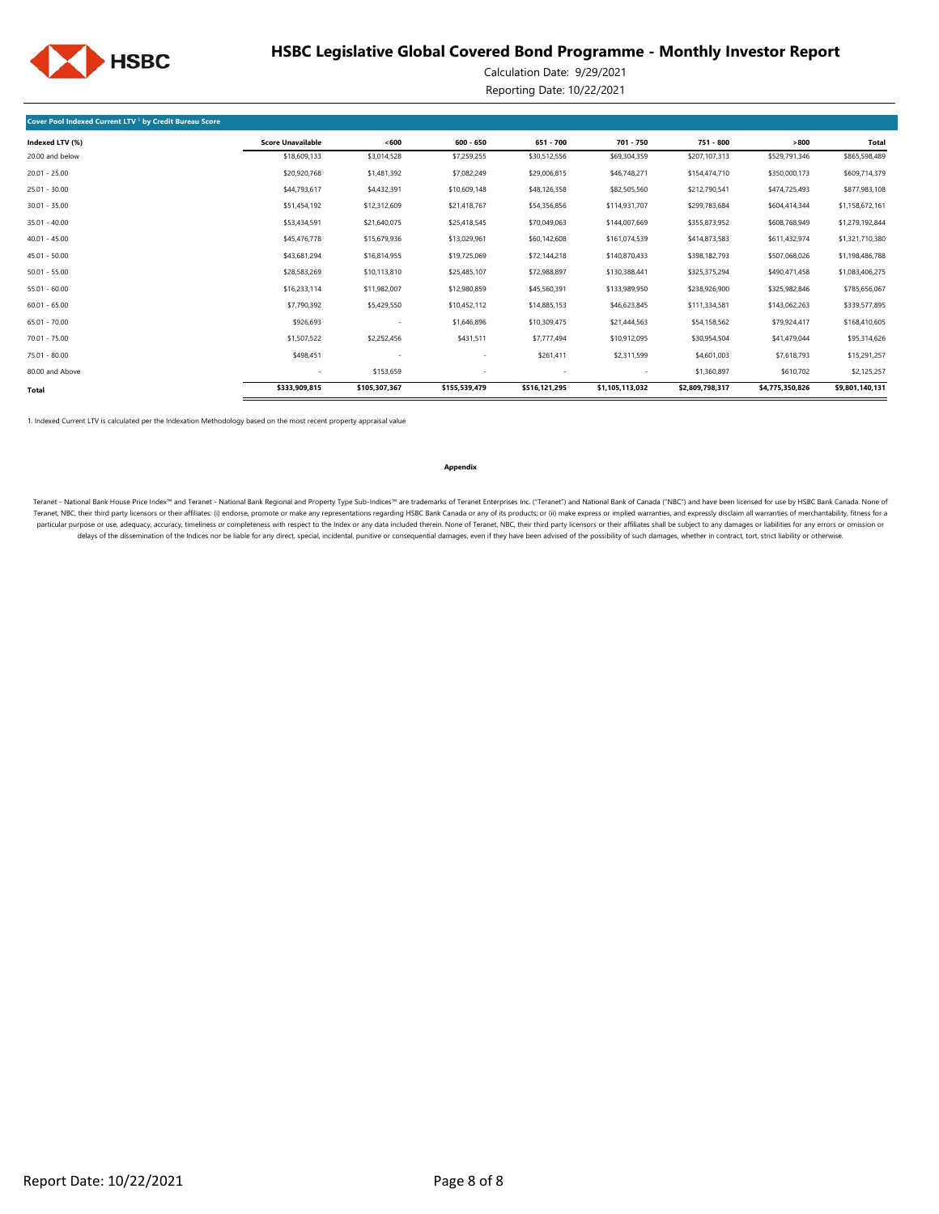# HSBC Legislative Global Covered Bond Programme - Monthly Investor Report

Calculation Date: 9/29/2021

Reporting Date: 10/22/2021

**Cover Pool Indexed Current LTV [1] by Credit Bureau Score**

| Indexed LTV (%) | Score Unavailable | <600 | 600 - 650 | 651 - 700 | 701 - 750 | 751 - 800 | >800 | Total |
|---|---|---|---|---|---|---|---|---|
| 20.00 and below | $18,609,133 | $3,014,528 | $7,259,255 | $30,512,556 | $69,304,359 | $207,107,313 | $529,791,346 | $865,598,489 |
| 20.01 - 25.00 | $20,920,768 | $1,481,392 | $7,082,249 | $29,006,815 | $46,748,271 | $154,474,710 | $350,000,173 | $609,714,379 |
| 25.01 - 30.00 | $44,793,617 | $4,432,391 | $10,609,148 | $48,126,358 | $82,505,560 | $212,790,541 | $474,725,493 | $877,983,108 |
| 30.01 - 35.00 | $51,454,192 | $12,312,609 | $21,418,767 | $54,356,856 | $114,931,707 | $299,783,684 | $604,414,344 | $1,158,672,161 |
| 35.01 - 40.00 | $53,434,591 | $21,640,075 | $25,418,545 | $70,049,063 | $144,007,669 | $355,873,952 | $608,768,949 | $1,279,192,844 |
| 40.01 - 45.00 | $45,476,778 | $15,679,936 | $13,029,961 | $60,142,608 | $161,074,539 | $414,873,583 | $611,432,974 | $1,321,710,380 |
| 45.01 - 50.00 | $43,681,294 | $16,814,955 | $19,725,069 | $72,144,218 | $140,870,433 | $398,182,793 | $507,068,026 | $1,198,486,788 |
| 50.01 - 55.00 | $28,583,269 | $10,113,810 | $25,485,107 | $72,988,897 | $130,388,441 | $325,375,294 | $490,471,458 | $1,083,406,275 |
| 55.01 - 60.00 | $16,233,114 | $11,982,007 | $12,980,859 | $45,560,391 | $133,989,950 | $238,926,900 | $325,982,846 | $785,656,067 |
| 60.01 - 65.00 | $7,790,392 | $5,429,550 | $10,452,112 | $14,885,153 | $46,623,845 | $111,334,581 | $143,062,263 | $339,577,895 |
| 65.01 - 70.00 | $926,693 | - | $1,646,896 | $10,309,475 | $21,444,563 | $54,158,562 | $79,924,417 | $168,410,605 |
| 70.01 - 75.00 | $1,507,522 | $2,252,456 | $431,511 | $7,777,494 | $10,912,095 | $30,954,504 | $41,479,044 | $95,314,626 |
| 75.01 - 80.00 | $498,451 | - | - | $261,411 | $2,311,599 | $4,601,003 | $7,618,793 | $15,291,257 |
| 80.00 and Above | - | $153,659 | - | - | - | $1,360,897 | $610,702 | $2,125,257 |
| **Total** | **$333,909,815** | **$105,307,367** | **$155,539,479** | **$516,121,295** | **$1,105,113,032** | **$2,809,798,317** | **$4,775,350,826** | **$9,801,140,131** |

1. Indexed Current LTV is calculated per the Indexation Methodology based on the most recent property appraisal value

**Appendix**

Teranet - National Bank House Price Index™ and Teranet - National Bank Regional and Property Type Sub-Indices™ are trademarks of Teranet Enterprises Inc. ("Teranet") and National Bank of Canada ("NBC") and have been licensed for use by HSBC Bank Canada. None of Teranet, NBC, their third party licensors or their affiliates: (i) endorse, promote or make any representations regarding HSBC Bank Canada or any of its products; or (ii) make express or implied warranties, and expressly disclaim all warranties of merchantability, fitness for a particular purpose or use, adequacy, accuracy, timeliness or completeness with respect to the Index or any data included therein. None of Teranet, NBC, their third party licensors or their affiliates shall be subject to any damages or liabilities for any errors or omission or delays of the dissemination of the Indices nor be liable for any direct, special, incidental, punitive or consequential damages, even if they have been advised of the possibility of such damages, whether in contract, tort, strict liability or otherwise.